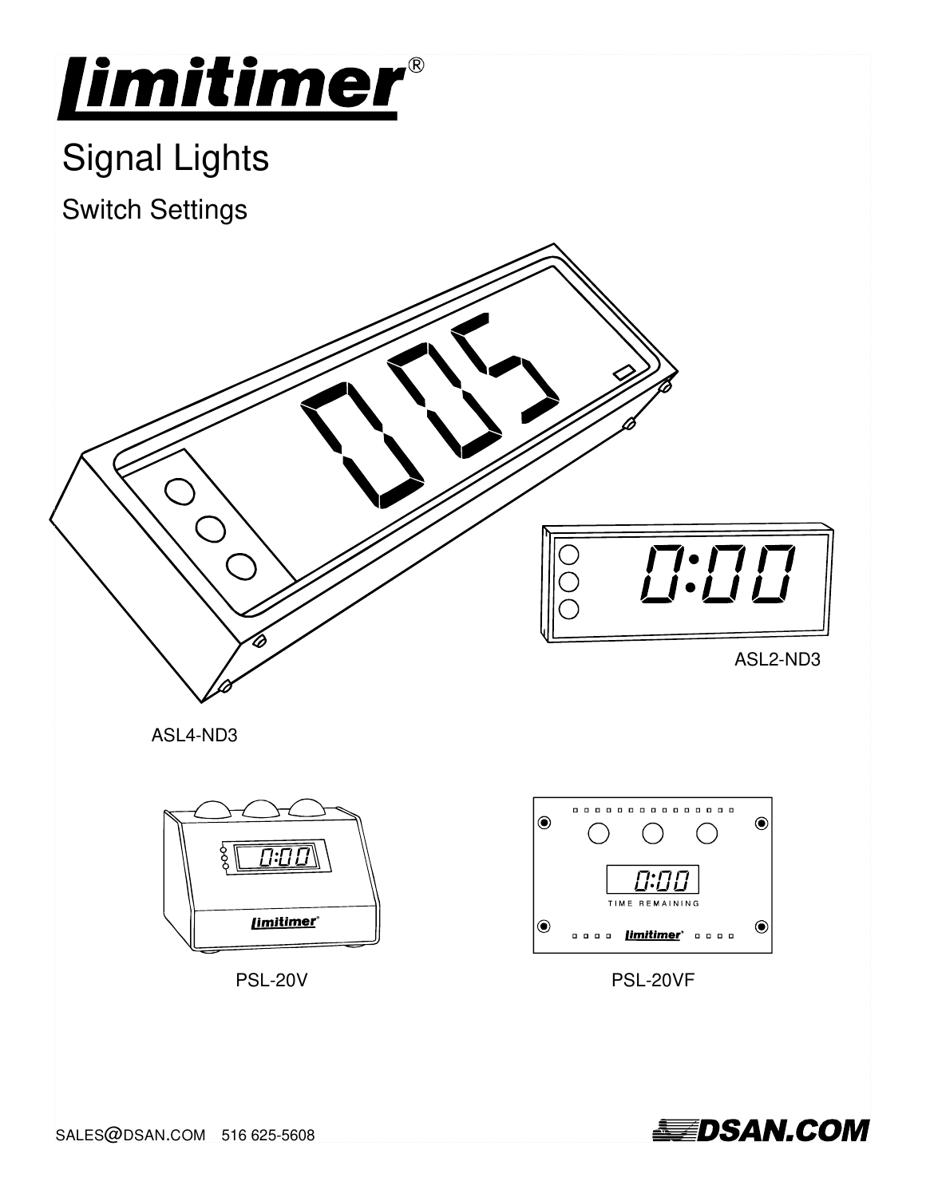# Limitimer®

## Signal Lights

### Switch Settings

ASL2-ND3

ASL4-ND3

PSL-20V

PSL-20VF

SALES@DSAN.COM 516 625-5608

DSAN.COM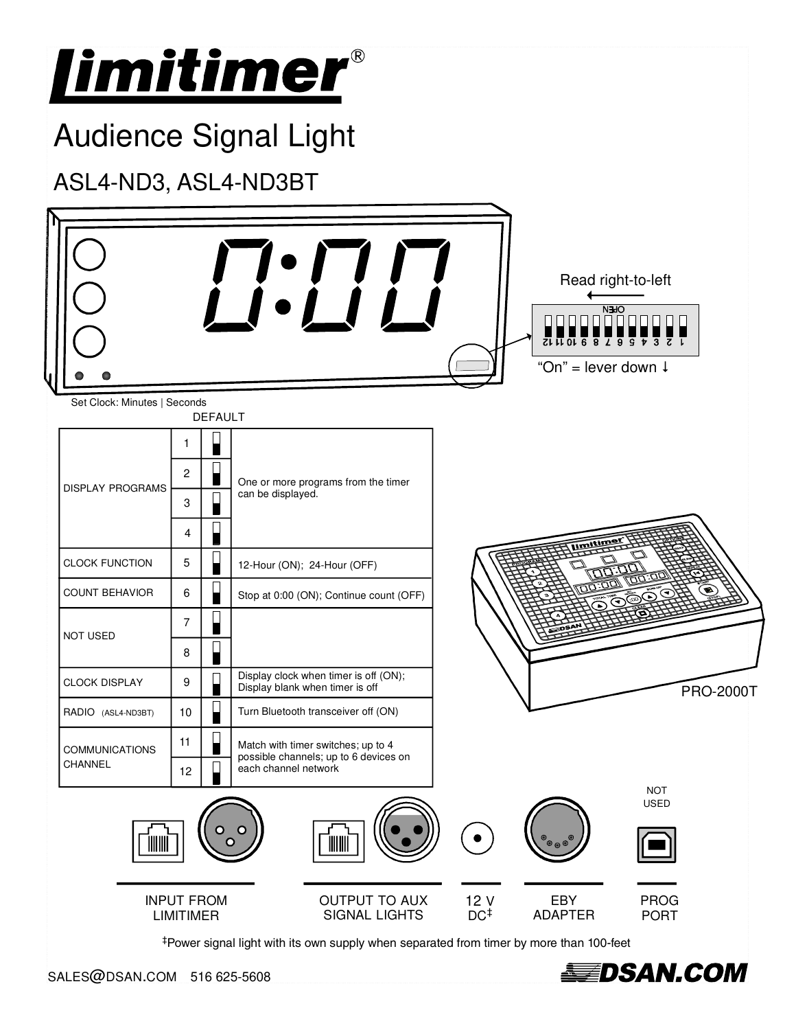# Limitimer®

## Audience Signal Light

### ASL4-ND3, ASL4-ND3BT

Read right-to-left

"On" = lever down ↓

Set Clock: Minutes | Seconds

DEFAULT

| | | | |
|---|---|---|---|
| DISPLAY PROGRAMS | 1 | | One or more programs from the timer can be displayed. |
| | 2 | | |
| | 3 | | |
| | 4 | | |
| CLOCK FUNCTION | 5 | | 12-Hour (ON); 24-Hour (OFF) |
| COUNT BEHAVIOR | 6 | | Stop at 0:00 (ON); Continue count (OFF) |
| NOT USED | 7 | | |
| | 8 | | |
| CLOCK DISPLAY | 9 | | Display clock when timer is off (ON); Display blank when timer is off |
| RADIO (ASL4-ND3BT) | 10 | | Turn Bluetooth transceiver off (ON) |
| COMMUNICATIONS CHANNEL | 11 | | Match with timer switches; up to 4 possible channels; up to 6 devices on each channel network |
| | 12 | | |

PRO-2000T

NOT USED

INPUT FROM LIMITIMER | OUTPUT TO AUX SIGNAL LIGHTS | 12 V DC‡ | EBY ADAPTER | PROG PORT

‡Power signal light with its own supply when separated from timer by more than 100-feet

SALES@DSAN.COM 516 625-5608

DSAN.COM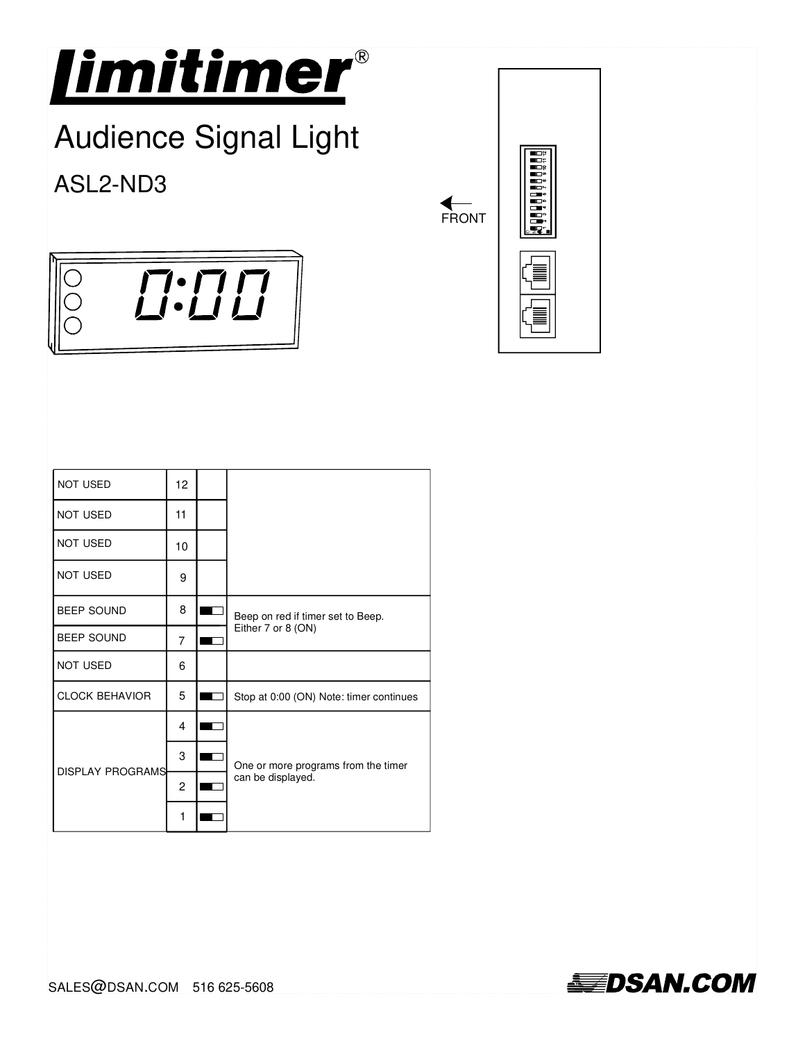# Limitimer®

## Audience Signal Light

## ASL2-ND3

FRONT

| Function | Switch | Setting | Description |
|---|---|---|---|
| NOT USED | 12 | | |
| NOT USED | 11 | | |
| NOT USED | 10 | | |
| NOT USED | 9 | | |
| BEEP SOUND | 8 | | Beep on red if timer set to Beep. Either 7 or 8 (ON) |
| BEEP SOUND | 7 | | |
| NOT USED | 6 | | |
| CLOCK BEHAVIOR | 5 | | Stop at 0:00 (ON) Note: timer continues |
| DISPLAY PROGRAMS | 4 | | One or more programs from the timer can be displayed. |
| | 3 | | |
| | 2 | | |
| | 1 | | |

SALES@DSAN.COM 516 625-5608

DSAN.COM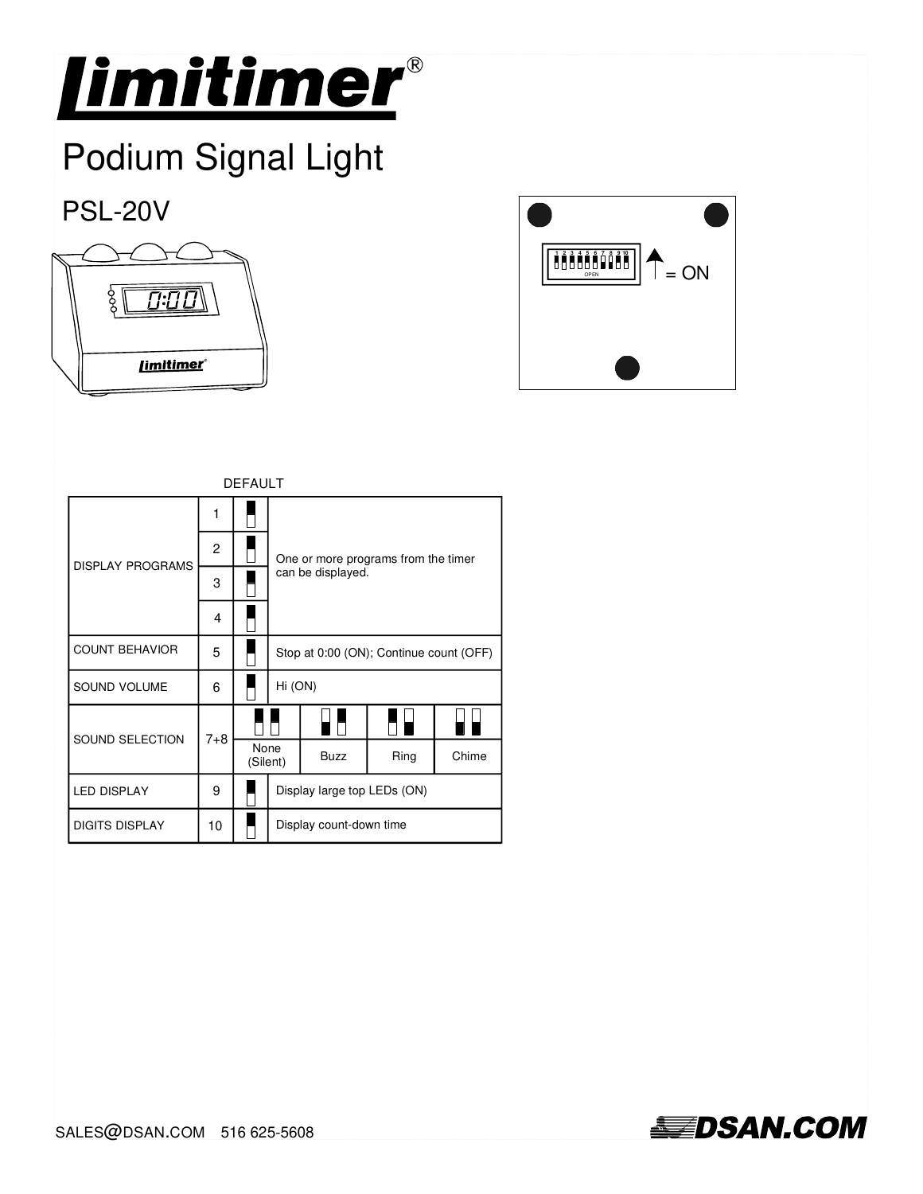# Limitimer®

## Podium Signal Light

## PSL-20V

↑ = ON

DEFAULT

| | | | | | | |
|---|---|---|---|---|---|---|
| DISPLAY PROGRAMS | 1 | | One or more programs from the timer can be displayed. | | | |
| | 2 | | | | | |
| | 3 | | | | | |
| | 4 | | | | | |
| COUNT BEHAVIOR | 5 | | Stop at 0:00 (ON); Continue count (OFF) | | | |
| SOUND VOLUME | 6 | | Hi (ON) | | | |
| SOUND SELECTION | 7+8 | None (Silent) | Buzz | Ring | Chime | |
| LED DISPLAY | 9 | | Display large top LEDs (ON) | | | |
| DIGITS DISPLAY | 10 | | Display count-down time | | | |

SALES@DSAN.COM 516 625-5608

DSAN.COM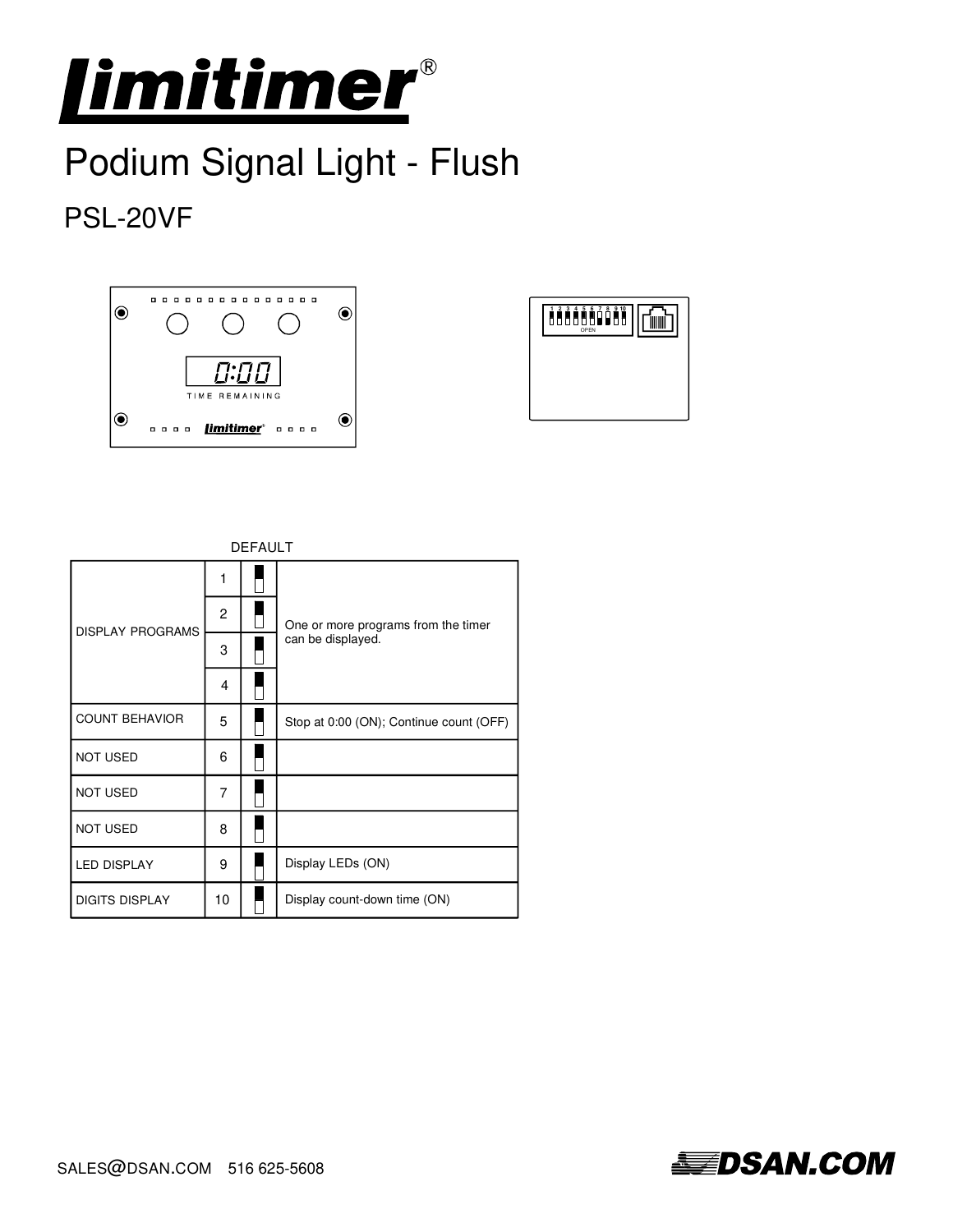# Limitimer®

# Podium Signal Light - Flush

## PSL-20VF

DEFAULT

| | | | |
|---|---|---|---|
| DISPLAY PROGRAMS | 1 | | One or more programs from the timer can be displayed. |
| | 2 | | |
| | 3 | | |
| | 4 | | |
| COUNT BEHAVIOR | 5 | | Stop at 0:00 (ON); Continue count (OFF) |
| NOT USED | 6 | | |
| NOT USED | 7 | | |
| NOT USED | 8 | | |
| LED DISPLAY | 9 | | Display LEDs (ON) |
| DIGITS DISPLAY | 10 | | Display count-down time (ON) |

SALES@DSAN.COM 516 625-5608

DSAN.COM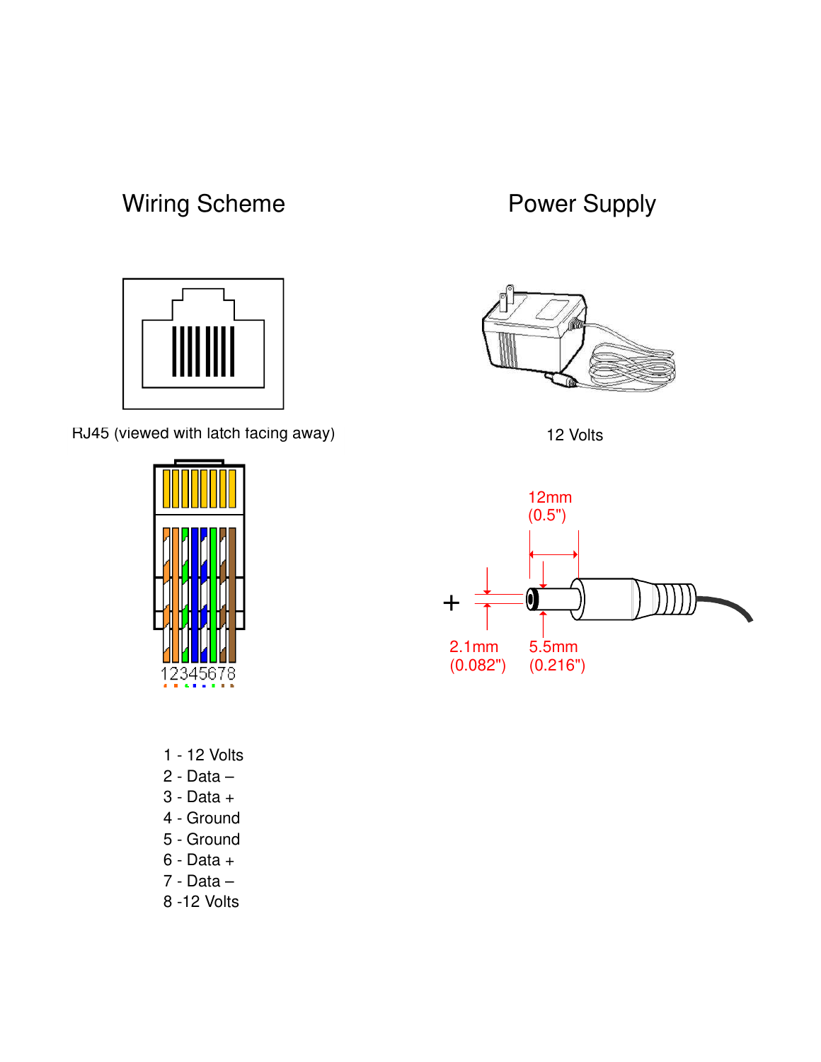## Wiring Scheme

RJ45 (viewed with latch facing away)

12345678

1 - 12 Volts
2 - Data –
3 - Data +
4 - Ground
5 - Ground
6 - Data +
7 - Data –
8 -12 Volts

## Power Supply

12 Volts

12mm
(0.5")

+

2.1mm
(0.082")

5.5mm
(0.216")